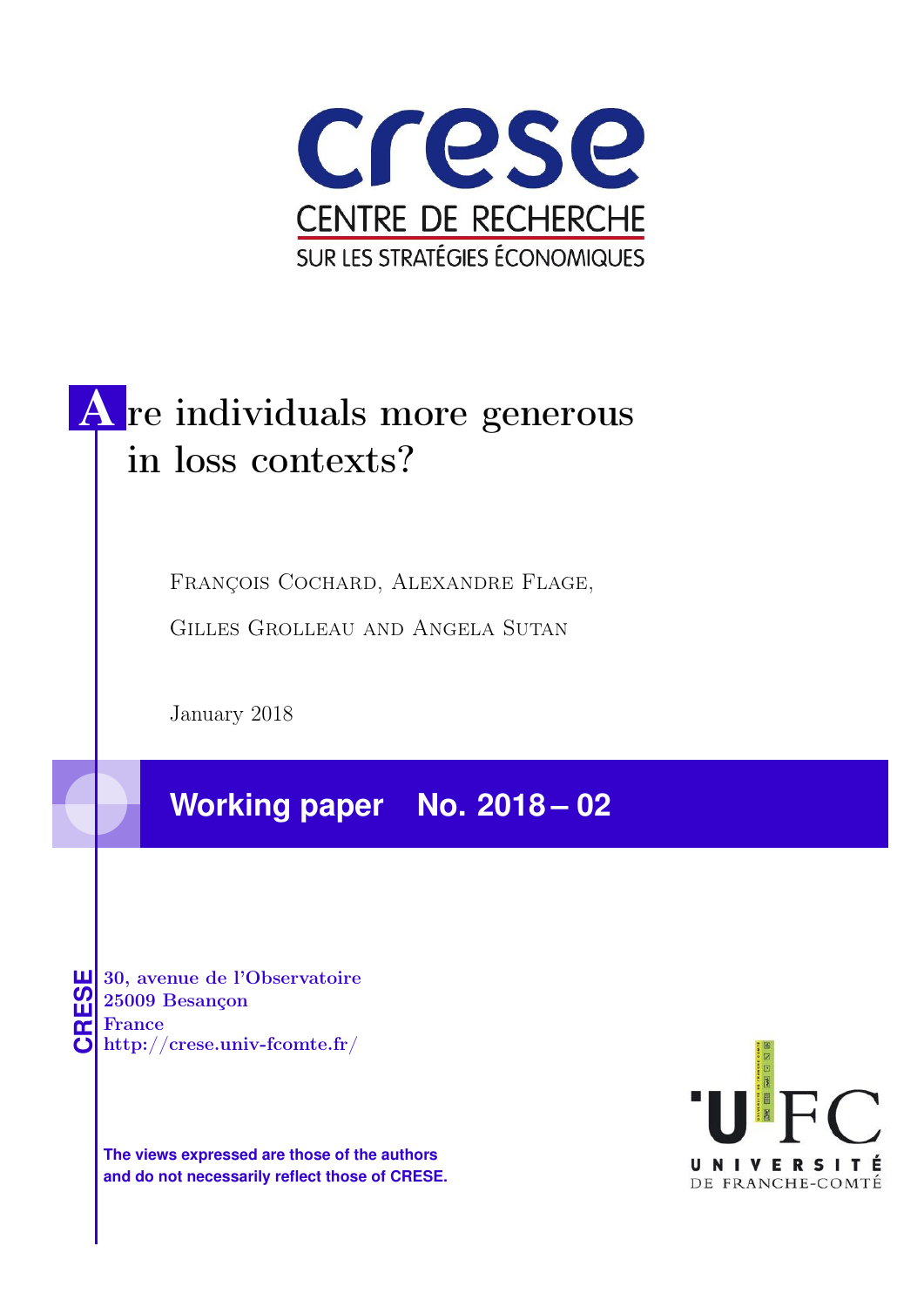crese

CENTRE DE RECHERCHE

SUR LES STRATÉGIES ÉCONOMIQUES

# Are individuals more generous in loss contexts?

François Cochard, Alexandre Flage,

Gilles Grolleau and Angela Sutan

January 2018

**Working paper No. 2018 – 02**

CRESE

30, avenue de l'Observatoire
25009 Besançon
France
http://crese.univ-fcomte.fr/

**The views expressed are those of the authors and do not necessarily reflect those of CRESE.**

UFC

UNIVERSITÉ DE FRANCHE-COMTÉ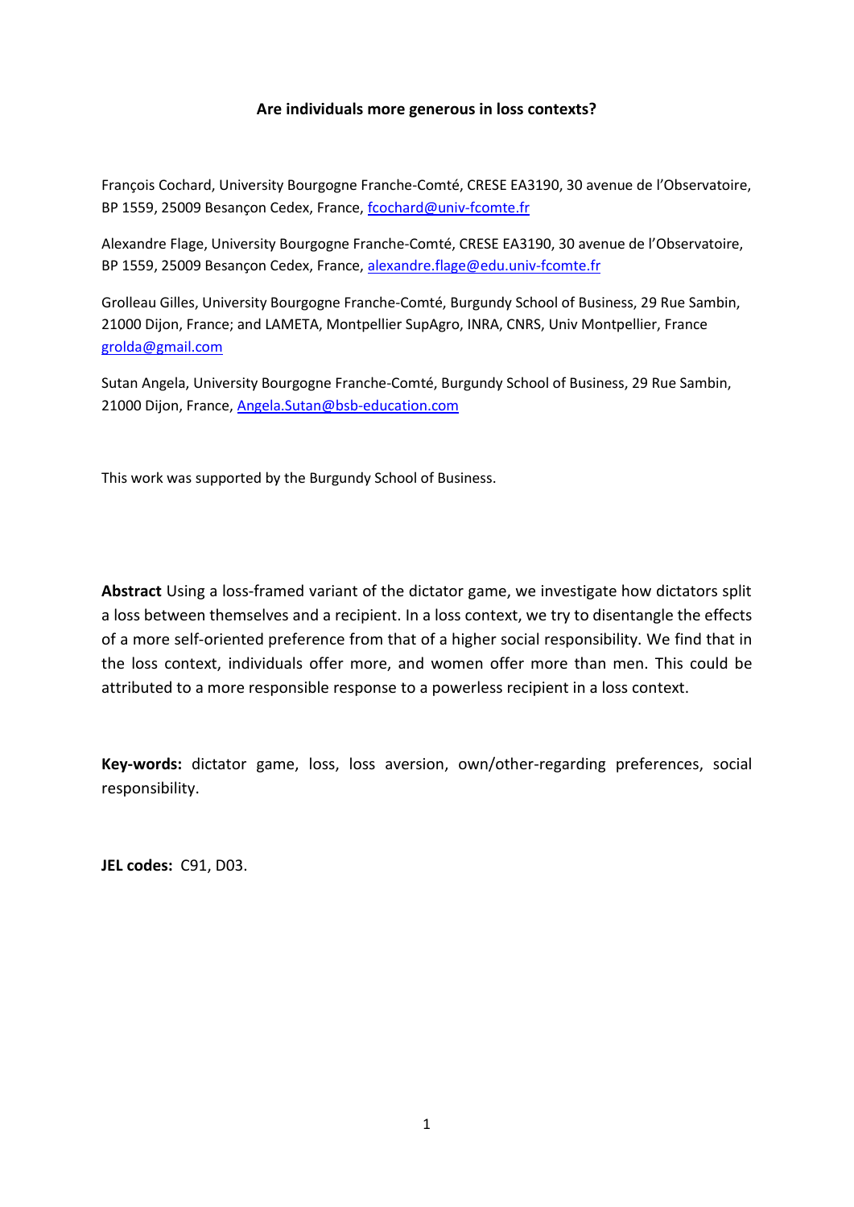**Are individuals more generous in loss contexts?**

François Cochard, University Bourgogne Franche-Comté, CRESE EA3190, 30 avenue de l'Observatoire, BP 1559, 25009 Besançon Cedex, France, fcochard@univ-fcomte.fr

Alexandre Flage, University Bourgogne Franche-Comté, CRESE EA3190, 30 avenue de l'Observatoire, BP 1559, 25009 Besançon Cedex, France, alexandre.flage@edu.univ-fcomte.fr

Grolleau Gilles, University Bourgogne Franche-Comté, Burgundy School of Business, 29 Rue Sambin, 21000 Dijon, France; and LAMETA, Montpellier SupAgro, INRA, CNRS, Univ Montpellier, France grolda@gmail.com

Sutan Angela, University Bourgogne Franche-Comté, Burgundy School of Business, 29 Rue Sambin, 21000 Dijon, France, Angela.Sutan@bsb-education.com

This work was supported by the Burgundy School of Business.

**Abstract** Using a loss-framed variant of the dictator game, we investigate how dictators split a loss between themselves and a recipient. In a loss context, we try to disentangle the effects of a more self-oriented preference from that of a higher social responsibility. We find that in the loss context, individuals offer more, and women offer more than men. This could be attributed to a more responsible response to a powerless recipient in a loss context.

**Key-words:** dictator game, loss, loss aversion, own/other-regarding preferences, social responsibility.

**JEL codes:** C91, D03.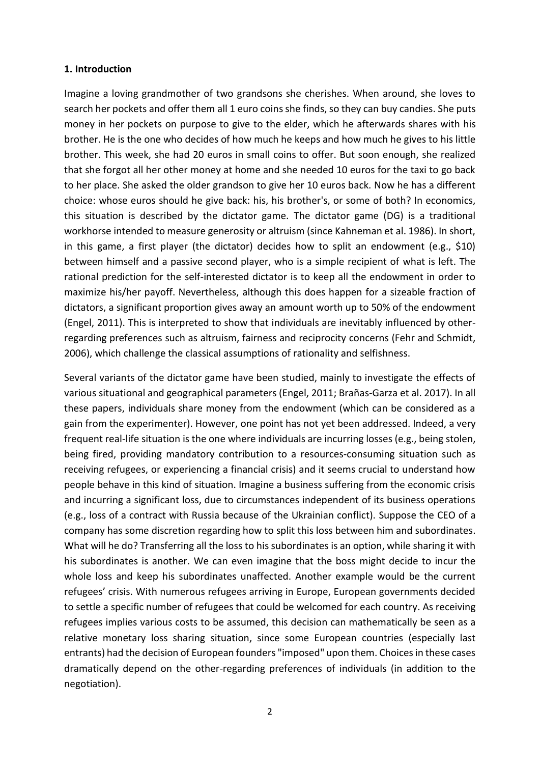### 1. Introduction

Imagine a loving grandmother of two grandsons she cherishes. When around, she loves to search her pockets and offer them all 1 euro coins she finds, so they can buy candies. She puts money in her pockets on purpose to give to the elder, which he afterwards shares with his brother. He is the one who decides of how much he keeps and how much he gives to his little brother. This week, she had 20 euros in small coins to offer. But soon enough, she realized that she forgot all her other money at home and she needed 10 euros for the taxi to go back to her place. She asked the older grandson to give her 10 euros back. Now he has a different choice: whose euros should he give back: his, his brother's, or some of both? In economics, this situation is described by the dictator game. The dictator game (DG) is a traditional workhorse intended to measure generosity or altruism (since Kahneman et al. 1986). In short, in this game, a first player (the dictator) decides how to split an endowment (e.g., \$10) between himself and a passive second player, who is a simple recipient of what is left. The rational prediction for the self-interested dictator is to keep all the endowment in order to maximize his/her payoff. Nevertheless, although this does happen for a sizeable fraction of dictators, a significant proportion gives away an amount worth up to 50% of the endowment (Engel, 2011). This is interpreted to show that individuals are inevitably influenced by other-regarding preferences such as altruism, fairness and reciprocity concerns (Fehr and Schmidt, 2006), which challenge the classical assumptions of rationality and selfishness.

Several variants of the dictator game have been studied, mainly to investigate the effects of various situational and geographical parameters (Engel, 2011; Brañas-Garza et al. 2017). In all these papers, individuals share money from the endowment (which can be considered as a gain from the experimenter). However, one point has not yet been addressed. Indeed, a very frequent real-life situation is the one where individuals are incurring losses (e.g., being stolen, being fired, providing mandatory contribution to a resources-consuming situation such as receiving refugees, or experiencing a financial crisis) and it seems crucial to understand how people behave in this kind of situation. Imagine a business suffering from the economic crisis and incurring a significant loss, due to circumstances independent of its business operations (e.g., loss of a contract with Russia because of the Ukrainian conflict). Suppose the CEO of a company has some discretion regarding how to split this loss between him and subordinates. What will he do? Transferring all the loss to his subordinates is an option, while sharing it with his subordinates is another. We can even imagine that the boss might decide to incur the whole loss and keep his subordinates unaffected. Another example would be the current refugees' crisis. With numerous refugees arriving in Europe, European governments decided to settle a specific number of refugees that could be welcomed for each country. As receiving refugees implies various costs to be assumed, this decision can mathematically be seen as a relative monetary loss sharing situation, since some European countries (especially last entrants) had the decision of European founders "imposed" upon them. Choices in these cases dramatically depend on the other-regarding preferences of individuals (in addition to the negotiation).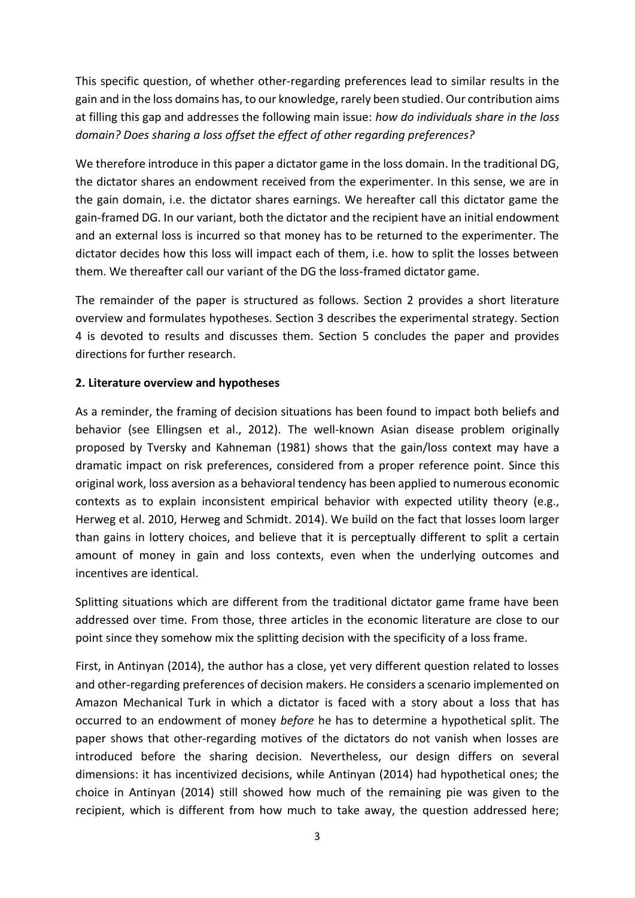This specific question, of whether other-regarding preferences lead to similar results in the gain and in the loss domains has, to our knowledge, rarely been studied. Our contribution aims at filling this gap and addresses the following main issue: *how do individuals share in the loss domain? Does sharing a loss offset the effect of other regarding preferences?*

We therefore introduce in this paper a dictator game in the loss domain. In the traditional DG, the dictator shares an endowment received from the experimenter. In this sense, we are in the gain domain, i.e. the dictator shares earnings. We hereafter call this dictator game the gain-framed DG. In our variant, both the dictator and the recipient have an initial endowment and an external loss is incurred so that money has to be returned to the experimenter. The dictator decides how this loss will impact each of them, i.e. how to split the losses between them. We thereafter call our variant of the DG the loss-framed dictator game.

The remainder of the paper is structured as follows. Section 2 provides a short literature overview and formulates hypotheses. Section 3 describes the experimental strategy. Section 4 is devoted to results and discusses them. Section 5 concludes the paper and provides directions for further research.

## 2. Literature overview and hypotheses

As a reminder, the framing of decision situations has been found to impact both beliefs and behavior (see Ellingsen et al., 2012). The well-known Asian disease problem originally proposed by Tversky and Kahneman (1981) shows that the gain/loss context may have a dramatic impact on risk preferences, considered from a proper reference point. Since this original work, loss aversion as a behavioral tendency has been applied to numerous economic contexts as to explain inconsistent empirical behavior with expected utility theory (e.g., Herweg et al. 2010, Herweg and Schmidt. 2014). We build on the fact that losses loom larger than gains in lottery choices, and believe that it is perceptually different to split a certain amount of money in gain and loss contexts, even when the underlying outcomes and incentives are identical.

Splitting situations which are different from the traditional dictator game frame have been addressed over time. From those, three articles in the economic literature are close to our point since they somehow mix the splitting decision with the specificity of a loss frame.

First, in Antinyan (2014), the author has a close, yet very different question related to losses and other-regarding preferences of decision makers. He considers a scenario implemented on Amazon Mechanical Turk in which a dictator is faced with a story about a loss that has occurred to an endowment of money *before* he has to determine a hypothetical split. The paper shows that other-regarding motives of the dictators do not vanish when losses are introduced before the sharing decision. Nevertheless, our design differs on several dimensions: it has incentivized decisions, while Antinyan (2014) had hypothetical ones; the choice in Antinyan (2014) still showed how much of the remaining pie was given to the recipient, which is different from how much to take away, the question addressed here;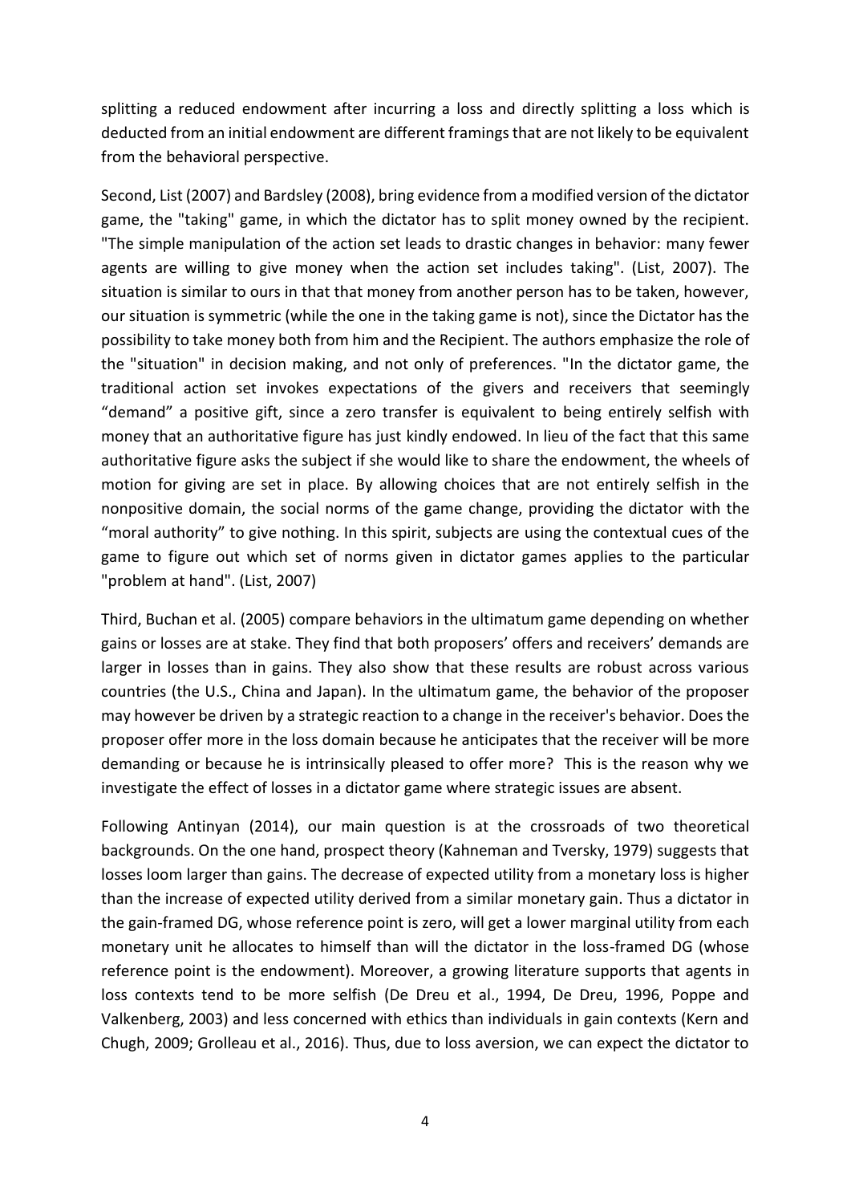splitting a reduced endowment after incurring a loss and directly splitting a loss which is deducted from an initial endowment are different framings that are not likely to be equivalent from the behavioral perspective.

Second, List (2007) and Bardsley (2008), bring evidence from a modified version of the dictator game, the "taking" game, in which the dictator has to split money owned by the recipient. "The simple manipulation of the action set leads to drastic changes in behavior: many fewer agents are willing to give money when the action set includes taking". (List, 2007). The situation is similar to ours in that that money from another person has to be taken, however, our situation is symmetric (while the one in the taking game is not), since the Dictator has the possibility to take money both from him and the Recipient. The authors emphasize the role of the "situation" in decision making, and not only of preferences. "In the dictator game, the traditional action set invokes expectations of the givers and receivers that seemingly "demand" a positive gift, since a zero transfer is equivalent to being entirely selfish with money that an authoritative figure has just kindly endowed. In lieu of the fact that this same authoritative figure asks the subject if she would like to share the endowment, the wheels of motion for giving are set in place. By allowing choices that are not entirely selfish in the nonpositive domain, the social norms of the game change, providing the dictator with the "moral authority" to give nothing. In this spirit, subjects are using the contextual cues of the game to figure out which set of norms given in dictator games applies to the particular "problem at hand". (List, 2007)

Third, Buchan et al. (2005) compare behaviors in the ultimatum game depending on whether gains or losses are at stake. They find that both proposers' offers and receivers' demands are larger in losses than in gains. They also show that these results are robust across various countries (the U.S., China and Japan). In the ultimatum game, the behavior of the proposer may however be driven by a strategic reaction to a change in the receiver's behavior. Does the proposer offer more in the loss domain because he anticipates that the receiver will be more demanding or because he is intrinsically pleased to offer more? This is the reason why we investigate the effect of losses in a dictator game where strategic issues are absent.

Following Antinyan (2014), our main question is at the crossroads of two theoretical backgrounds. On the one hand, prospect theory (Kahneman and Tversky, 1979) suggests that losses loom larger than gains. The decrease of expected utility from a monetary loss is higher than the increase of expected utility derived from a similar monetary gain. Thus a dictator in the gain-framed DG, whose reference point is zero, will get a lower marginal utility from each monetary unit he allocates to himself than will the dictator in the loss-framed DG (whose reference point is the endowment). Moreover, a growing literature supports that agents in loss contexts tend to be more selfish (De Dreu et al., 1994, De Dreu, 1996, Poppe and Valkenberg, 2003) and less concerned with ethics than individuals in gain contexts (Kern and Chugh, 2009; Grolleau et al., 2016). Thus, due to loss aversion, we can expect the dictator to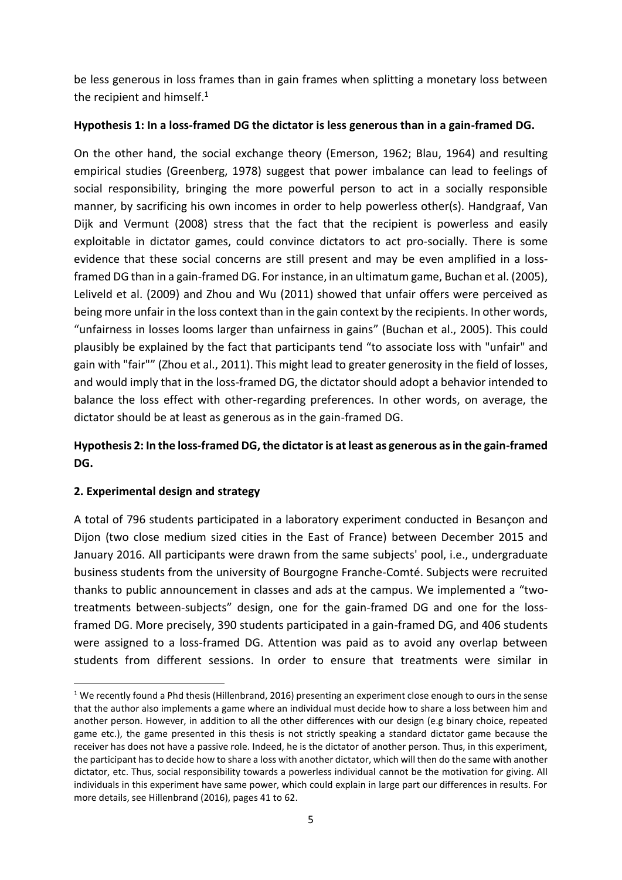be less generous in loss frames than in gain frames when splitting a monetary loss between the recipient and himself.[1]

**Hypothesis 1: In a loss-framed DG the dictator is less generous than in a gain-framed DG.**

On the other hand, the social exchange theory (Emerson, 1962; Blau, 1964) and resulting empirical studies (Greenberg, 1978) suggest that power imbalance can lead to feelings of social responsibility, bringing the more powerful person to act in a socially responsible manner, by sacrificing his own incomes in order to help powerless other(s). Handgraaf, Van Dijk and Vermunt (2008) stress that the fact that the recipient is powerless and easily exploitable in dictator games, could convince dictators to act pro-socially. There is some evidence that these social concerns are still present and may be even amplified in a loss-framed DG than in a gain-framed DG. For instance, in an ultimatum game, Buchan et al. (2005), Leliveld et al. (2009) and Zhou and Wu (2011) showed that unfair offers were perceived as being more unfair in the loss context than in the gain context by the recipients. In other words, "unfairness in losses looms larger than unfairness in gains" (Buchan et al., 2005). This could plausibly be explained by the fact that participants tend "to associate loss with "unfair" and gain with "fair"" (Zhou et al., 2011). This might lead to greater generosity in the field of losses, and would imply that in the loss-framed DG, the dictator should adopt a behavior intended to balance the loss effect with other-regarding preferences. In other words, on average, the dictator should be at least as generous as in the gain-framed DG.

**Hypothesis 2: In the loss-framed DG, the dictator is at least as generous as in the gain-framed DG.**

## 2. Experimental design and strategy

A total of 796 students participated in a laboratory experiment conducted in Besançon and Dijon (two close medium sized cities in the East of France) between December 2015 and January 2016. All participants were drawn from the same subjects' pool, i.e., undergraduate business students from the university of Bourgogne Franche-Comté. Subjects were recruited thanks to public announcement in classes and ads at the campus. We implemented a "two-treatments between-subjects" design, one for the gain-framed DG and one for the loss-framed DG. More precisely, 390 students participated in a gain-framed DG, and 406 students were assigned to a loss-framed DG. Attention was paid as to avoid any overlap between students from different sessions. In order to ensure that treatments were similar in

---

[1] We recently found a Phd thesis (Hillenbrand, 2016) presenting an experiment close enough to ours in the sense that the author also implements a game where an individual must decide how to share a loss between him and another person. However, in addition to all the other differences with our design (e.g binary choice, repeated game etc.), the game presented in this thesis is not strictly speaking a standard dictator game because the receiver has does not have a passive role. Indeed, he is the dictator of another person. Thus, in this experiment, the participant has to decide how to share a loss with another dictator, which will then do the same with another dictator, etc. Thus, social responsibility towards a powerless individual cannot be the motivation for giving. All individuals in this experiment have same power, which could explain in large part our differences in results. For more details, see Hillenbrand (2016), pages 41 to 62.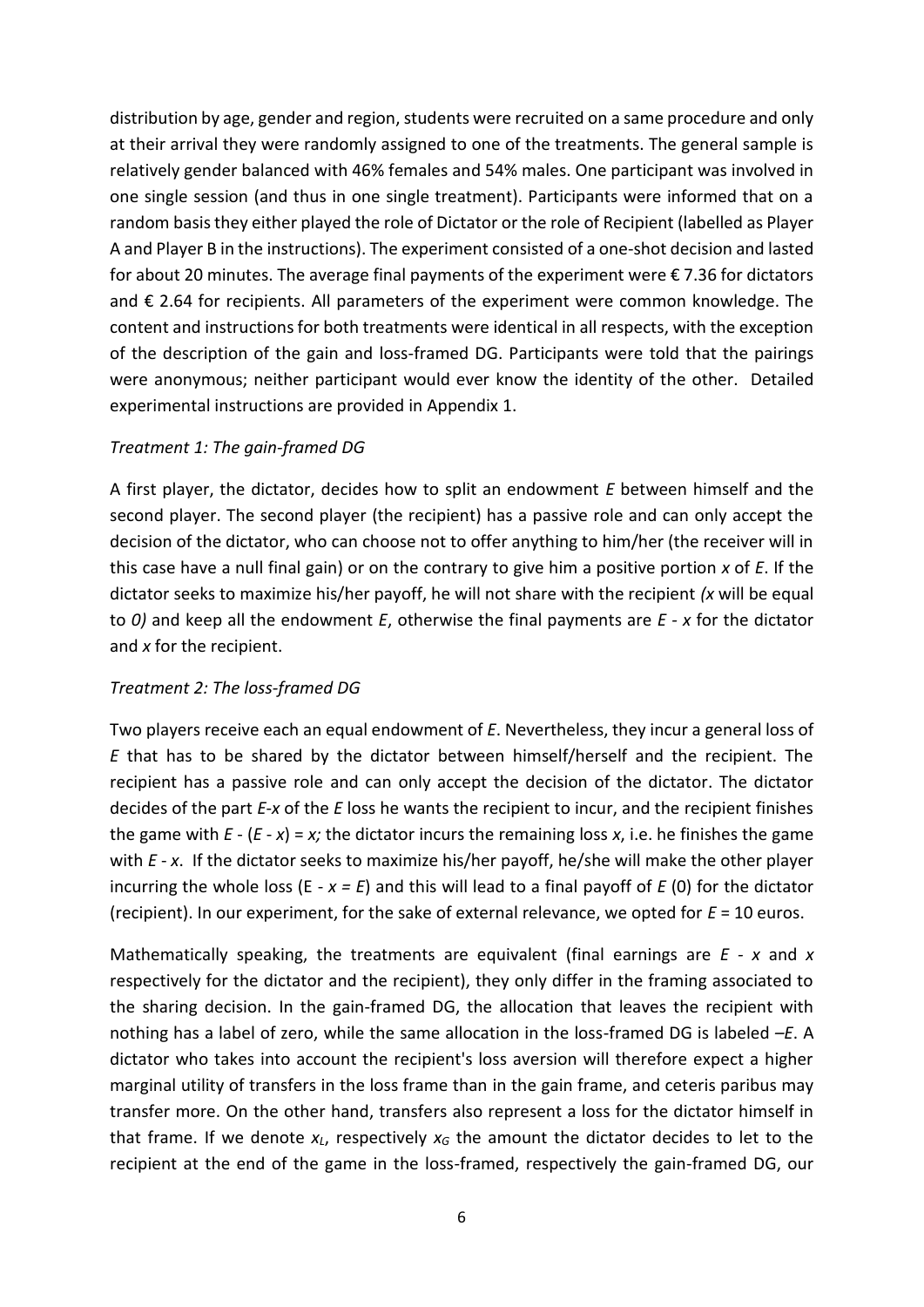distribution by age, gender and region, students were recruited on a same procedure and only at their arrival they were randomly assigned to one of the treatments. The general sample is relatively gender balanced with 46% females and 54% males. One participant was involved in one single session (and thus in one single treatment). Participants were informed that on a random basis they either played the role of Dictator or the role of Recipient (labelled as Player A and Player B in the instructions). The experiment consisted of a one-shot decision and lasted for about 20 minutes. The average final payments of the experiment were € 7.36 for dictators and € 2.64 for recipients. All parameters of the experiment were common knowledge. The content and instructions for both treatments were identical in all respects, with the exception of the description of the gain and loss-framed DG. Participants were told that the pairings were anonymous; neither participant would ever know the identity of the other. Detailed experimental instructions are provided in Appendix 1.

*Treatment 1: The gain-framed DG*

A first player, the dictator, decides how to split an endowment $E$ between himself and the second player. The second player (the recipient) has a passive role and can only accept the decision of the dictator, who can choose not to offer anything to him/her (the receiver will in this case have a null final gain) or on the contrary to give him a positive portion $x$ of $E$. If the dictator seeks to maximize his/her payoff, he will not share with the recipient *($x$ will be equal to $0$)* and keep all the endowment $E$, otherwise the final payments are $E - x$ for the dictator and $x$ for the recipient.

*Treatment 2: The loss-framed DG*

Two players receive each an equal endowment of $E$. Nevertheless, they incur a general loss of $E$ that has to be shared by the dictator between himself/herself and the recipient. The recipient has a passive role and can only accept the decision of the dictator. The dictator decides of the part $E$-$x$ of the $E$ loss he wants the recipient to incur, and the recipient finishes the game with $E - (E - x) = x$; the dictator incurs the remaining loss $x$, i.e. he finishes the game with $E - x$. If the dictator seeks to maximize his/her payoff, he/she will make the other player incurring the whole loss ($E - x = E$) and this will lead to a final payoff of $E$ (0) for the dictator (recipient). In our experiment, for the sake of external relevance, we opted for $E = 10$ euros.

Mathematically speaking, the treatments are equivalent (final earnings are $E - x$ and $x$ respectively for the dictator and the recipient), they only differ in the framing associated to the sharing decision. In the gain-framed DG, the allocation that leaves the recipient with nothing has a label of zero, while the same allocation in the loss-framed DG is labeled $-E$. A dictator who takes into account the recipient's loss aversion will therefore expect a higher marginal utility of transfers in the loss frame than in the gain frame, and ceteris paribus may transfer more. On the other hand, transfers also represent a loss for the dictator himself in that frame. If we denote $x_L$, respectively $x_G$ the amount the dictator decides to let to the recipient at the end of the game in the loss-framed, respectively the gain-framed DG, our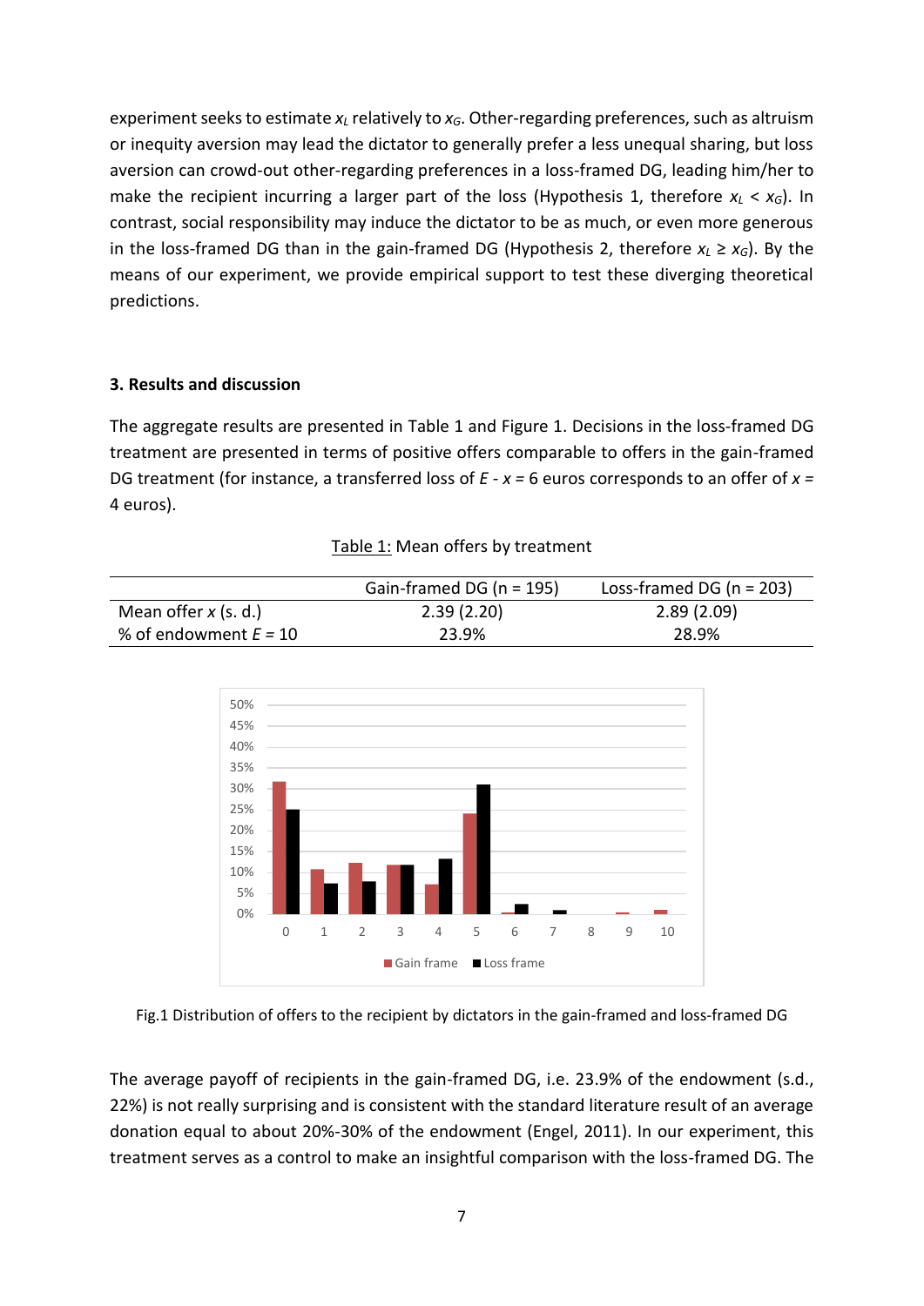experiment seeks to estimate $x_L$ relatively to $x_G$. Other-regarding preferences, such as altruism or inequity aversion may lead the dictator to generally prefer a less unequal sharing, but loss aversion can crowd-out other-regarding preferences in a loss-framed DG, leading him/her to make the recipient incurring a larger part of the loss (Hypothesis 1, therefore $x_L < x_G$). In contrast, social responsibility may induce the dictator to be as much, or even more generous in the loss-framed DG than in the gain-framed DG (Hypothesis 2, therefore $x_L \geq x_G$). By the means of our experiment, we provide empirical support to test these diverging theoretical predictions.

### 3. Results and discussion

The aggregate results are presented in Table 1 and Figure 1. Decisions in the loss-framed DG treatment are presented in terms of positive offers comparable to offers in the gain-framed DG treatment (for instance, a transferred loss of $E - x = 6$ euros corresponds to an offer of $x = 4$ euros).

Table 1: Mean offers by treatment

| | Gain-framed DG (n = 195) | Loss-framed DG (n = 203) |
|---|---|---|
| Mean offer $x$ (s. d.) | 2.39 (2.20) | 2.89 (2.09) |
| % of endowment $E = 10$ | 23.9% | 28.9% |

Fig.1 Distribution of offers to the recipient by dictators in the gain-framed and loss-framed DG

The average payoff of recipients in the gain-framed DG, i.e. 23.9% of the endowment (s.d., 22%) is not really surprising and is consistent with the standard literature result of an average donation equal to about 20%-30% of the endowment (Engel, 2011). In our experiment, this treatment serves as a control to make an insightful comparison with the loss-framed DG. The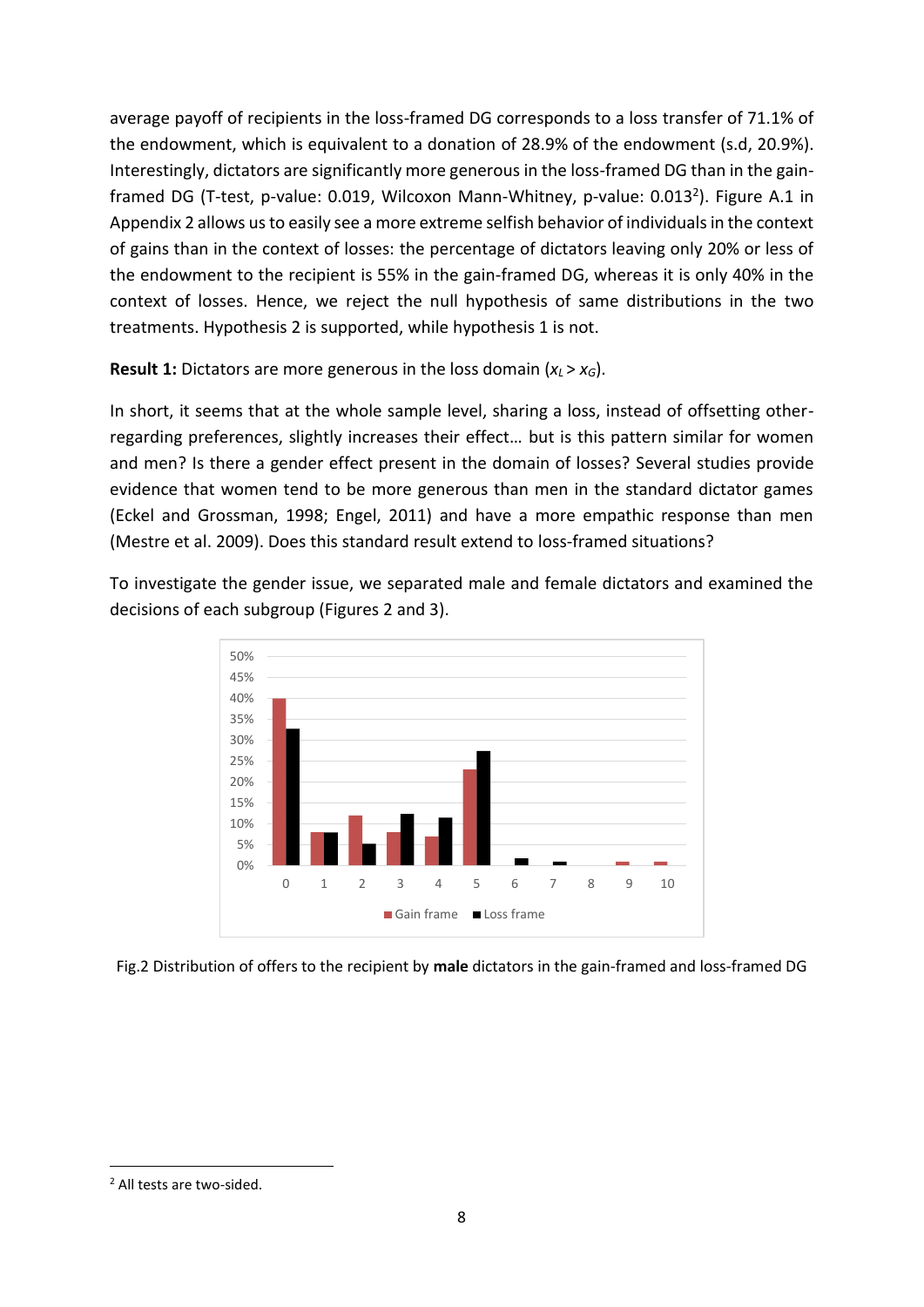average payoff of recipients in the loss-framed DG corresponds to a loss transfer of 71.1% of the endowment, which is equivalent to a donation of 28.9% of the endowment (s.d, 20.9%). Interestingly, dictators are significantly more generous in the loss-framed DG than in the gain-framed DG (T-test, p-value: 0.019, Wilcoxon Mann-Whitney, p-value: 0.013[2]). Figure A.1 in Appendix 2 allows us to easily see a more extreme selfish behavior of individuals in the context of gains than in the context of losses: the percentage of dictators leaving only 20% or less of the endowment to the recipient is 55% in the gain-framed DG, whereas it is only 40% in the context of losses. Hence, we reject the null hypothesis of same distributions in the two treatments. Hypothesis 2 is supported, while hypothesis 1 is not.

**Result 1:** Dictators are more generous in the loss domain ($x_L > x_G$).

In short, it seems that at the whole sample level, sharing a loss, instead of offsetting other-regarding preferences, slightly increases their effect… but is this pattern similar for women and men? Is there a gender effect present in the domain of losses? Several studies provide evidence that women tend to be more generous than men in the standard dictator games (Eckel and Grossman, 1998; Engel, 2011) and have a more empathic response than men (Mestre et al. 2009). Does this standard result extend to loss-framed situations?

To investigate the gender issue, we separated male and female dictators and examined the decisions of each subgroup (Figures 2 and 3).

Fig.2 Distribution of offers to the recipient by **male** dictators in the gain-framed and loss-framed DG

[2] All tests are two-sided.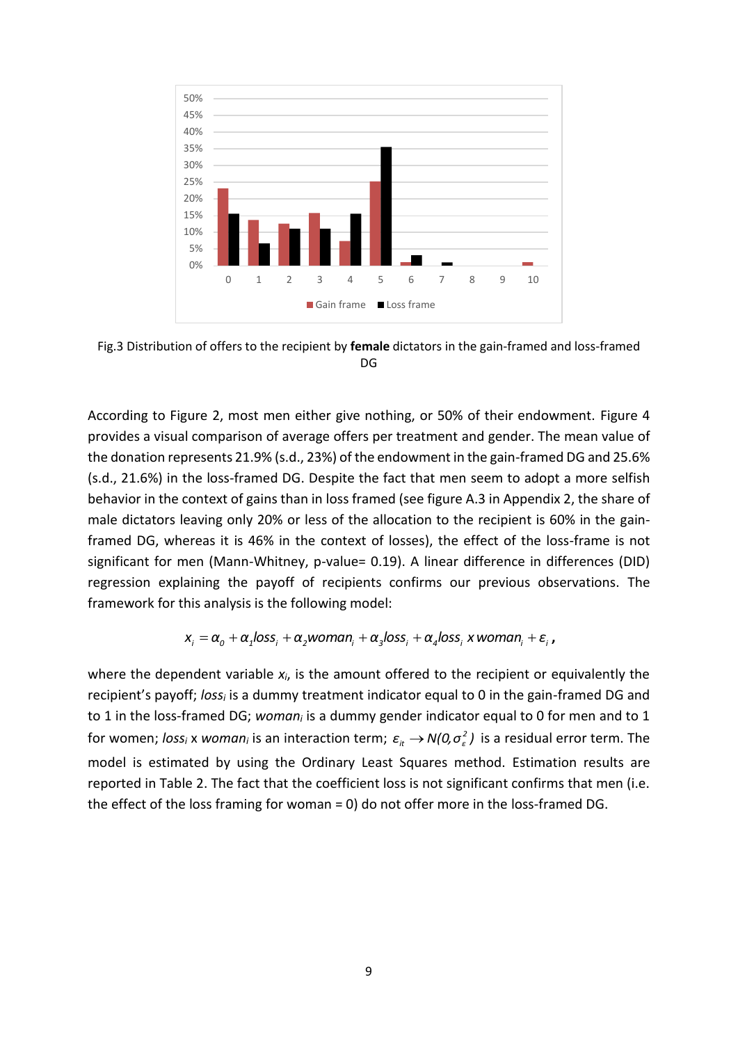Fig.3 Distribution of offers to the recipient by **female** dictators in the gain-framed and loss-framed DG

According to Figure 2, most men either give nothing, or 50% of their endowment. Figure 4 provides a visual comparison of average offers per treatment and gender. The mean value of the donation represents 21.9% (s.d., 23%) of the endowment in the gain-framed DG and 25.6% (s.d., 21.6%) in the loss-framed DG. Despite the fact that men seem to adopt a more selfish behavior in the context of gains than in loss framed (see figure A.3 in Appendix 2, the share of male dictators leaving only 20% or less of the allocation to the recipient is 60% in the gain-framed DG, whereas it is 46% in the context of losses), the effect of the loss-frame is not significant for men (Mann-Whitney, p-value= 0.19). A linear difference in differences (DID) regression explaining the payoff of recipients confirms our previous observations. The framework for this analysis is the following model:

$$x_i = \alpha_0 + \alpha_1 loss_i + \alpha_2 woman_i + \alpha_3 loss_i + \alpha_4 loss_i \; x \; woman_i + \varepsilon_i \text{,}$$

where the dependent variable $x_i$, is the amount offered to the recipient or equivalently the recipient's payoff; $loss_i$ is a dummy treatment indicator equal to 0 in the gain-framed DG and to 1 in the loss-framed DG; $woman_i$ is a dummy gender indicator equal to 0 for men and to 1 for women; $loss_i$ x $woman_i$ is an interaction term; $\varepsilon_{it} \rightarrow N(0, \sigma_\varepsilon^2)$ is a residual error term. The model is estimated by using the Ordinary Least Squares method. Estimation results are reported in Table 2. The fact that the coefficient loss is not significant confirms that men (i.e. the effect of the loss framing for woman = 0) do not offer more in the loss-framed DG.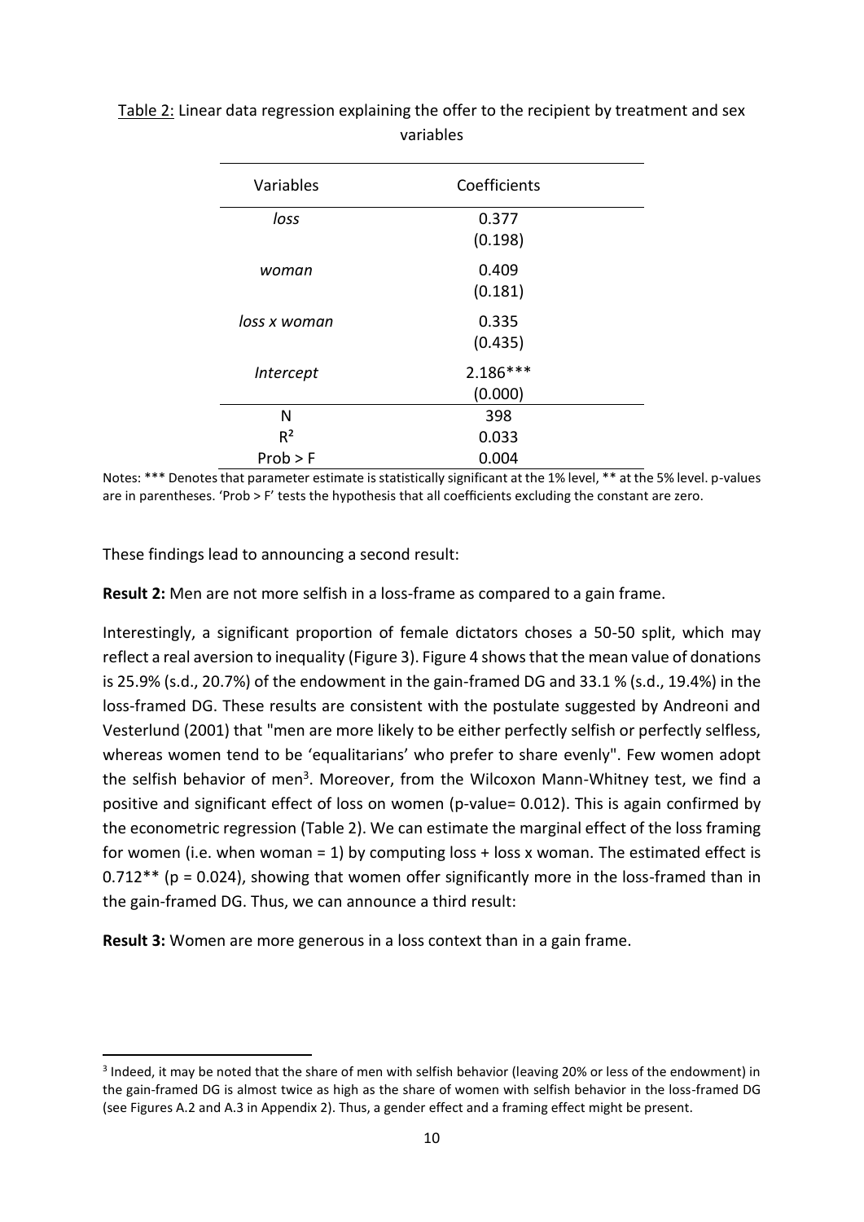Table 2: Linear data regression explaining the offer to the recipient by treatment and sex variables

| Variables | Coefficients |
|---|---|
| *loss* | 0.377 (0.198) |
| *woman* | 0.409 (0.181) |
| *loss x woman* | 0.335 (0.435) |
| *Intercept* | 2.186*** (0.000) |
| N | 398 |
| $R^2$ | 0.033 |
| Prob > F | 0.004 |

Notes: *** Denotes that parameter estimate is statistically significant at the 1% level, ** at the 5% level. p-values are in parentheses. 'Prob > F' tests the hypothesis that all coefficients excluding the constant are zero.

These findings lead to announcing a second result:

**Result 2:** Men are not more selfish in a loss-frame as compared to a gain frame.

Interestingly, a significant proportion of female dictators choses a 50-50 split, which may reflect a real aversion to inequality (Figure 3). Figure 4 shows that the mean value of donations is 25.9% (s.d., 20.7%) of the endowment in the gain-framed DG and 33.1 % (s.d., 19.4%) in the loss-framed DG. These results are consistent with the postulate suggested by Andreoni and Vesterlund (2001) that "men are more likely to be either perfectly selfish or perfectly selfless, whereas women tend to be 'equalitarians' who prefer to share evenly". Few women adopt the selfish behavior of men[3]. Moreover, from the Wilcoxon Mann-Whitney test, we find a positive and significant effect of loss on women (p-value= 0.012). This is again confirmed by the econometric regression (Table 2). We can estimate the marginal effect of the loss framing for women (i.e. when woman = 1) by computing loss + loss x woman. The estimated effect is 0.712** ($p = 0.024$), showing that women offer significantly more in the loss-framed than in the gain-framed DG. Thus, we can announce a third result:

**Result 3:** Women are more generous in a loss context than in a gain frame.

[3] Indeed, it may be noted that the share of men with selfish behavior (leaving 20% or less of the endowment) in the gain-framed DG is almost twice as high as the share of women with selfish behavior in the loss-framed DG (see Figures A.2 and A.3 in Appendix 2). Thus, a gender effect and a framing effect might be present.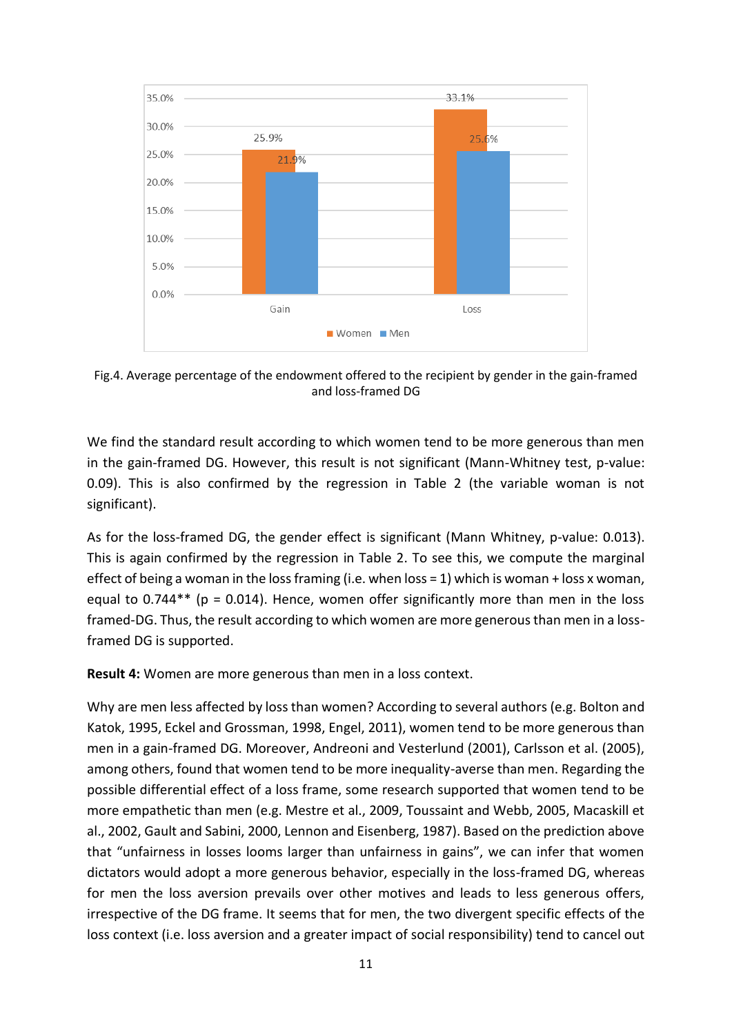Fig.4. Average percentage of the endowment offered to the recipient by gender in the gain-framed and loss-framed DG

We find the standard result according to which women tend to be more generous than men in the gain-framed DG. However, this result is not significant (Mann-Whitney test, p-value: 0.09). This is also confirmed by the regression in Table 2 (the variable woman is not significant).

As for the loss-framed DG, the gender effect is significant (Mann Whitney, p-value: 0.013). This is again confirmed by the regression in Table 2. To see this, we compute the marginal effect of being a woman in the loss framing (i.e. when loss = 1) which is woman + loss x woman, equal to 0.744** ($p = 0.014$). Hence, women offer significantly more than men in the loss framed-DG. Thus, the result according to which women are more generous than men in a loss-framed DG is supported.

**Result 4:** Women are more generous than men in a loss context.

Why are men less affected by loss than women? According to several authors (e.g. Bolton and Katok, 1995, Eckel and Grossman, 1998, Engel, 2011), women tend to be more generous than men in a gain-framed DG. Moreover, Andreoni and Vesterlund (2001), Carlsson et al. (2005), among others, found that women tend to be more inequality-averse than men. Regarding the possible differential effect of a loss frame, some research supported that women tend to be more empathetic than men (e.g. Mestre et al., 2009, Toussaint and Webb, 2005, Macaskill et al., 2002, Gault and Sabini, 2000, Lennon and Eisenberg, 1987). Based on the prediction above that "unfairness in losses looms larger than unfairness in gains", we can infer that women dictators would adopt a more generous behavior, especially in the loss-framed DG, whereas for men the loss aversion prevails over other motives and leads to less generous offers, irrespective of the DG frame. It seems that for men, the two divergent specific effects of the loss context (i.e. loss aversion and a greater impact of social responsibility) tend to cancel out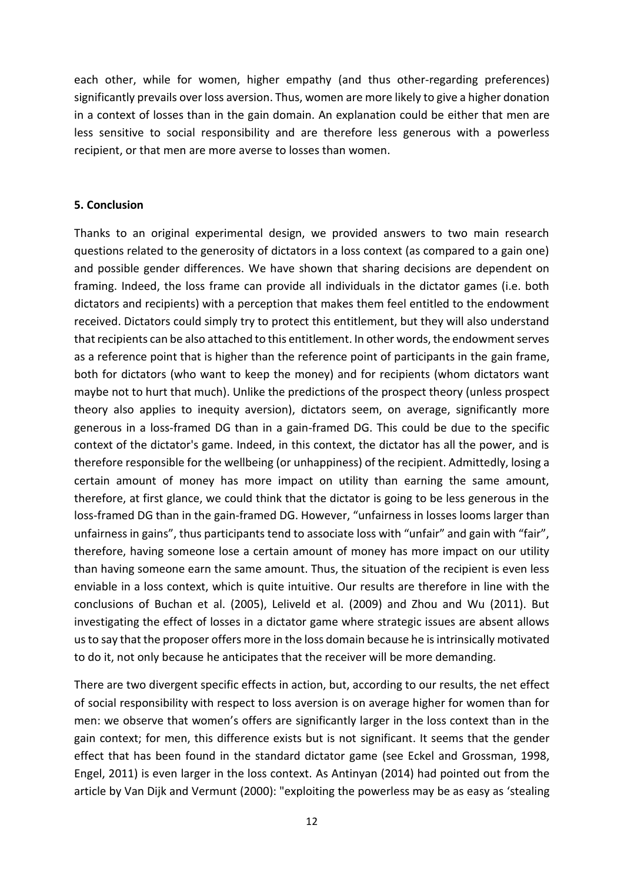each other, while for women, higher empathy (and thus other-regarding preferences) significantly prevails over loss aversion. Thus, women are more likely to give a higher donation in a context of losses than in the gain domain. An explanation could be either that men are less sensitive to social responsibility and are therefore less generous with a powerless recipient, or that men are more averse to losses than women.

## 5. Conclusion

Thanks to an original experimental design, we provided answers to two main research questions related to the generosity of dictators in a loss context (as compared to a gain one) and possible gender differences. We have shown that sharing decisions are dependent on framing. Indeed, the loss frame can provide all individuals in the dictator games (i.e. both dictators and recipients) with a perception that makes them feel entitled to the endowment received. Dictators could simply try to protect this entitlement, but they will also understand that recipients can be also attached to this entitlement. In other words, the endowment serves as a reference point that is higher than the reference point of participants in the gain frame, both for dictators (who want to keep the money) and for recipients (whom dictators want maybe not to hurt that much). Unlike the predictions of the prospect theory (unless prospect theory also applies to inequity aversion), dictators seem, on average, significantly more generous in a loss-framed DG than in a gain-framed DG. This could be due to the specific context of the dictator's game. Indeed, in this context, the dictator has all the power, and is therefore responsible for the wellbeing (or unhappiness) of the recipient. Admittedly, losing a certain amount of money has more impact on utility than earning the same amount, therefore, at first glance, we could think that the dictator is going to be less generous in the loss-framed DG than in the gain-framed DG. However, "unfairness in losses looms larger than unfairness in gains", thus participants tend to associate loss with "unfair" and gain with "fair", therefore, having someone lose a certain amount of money has more impact on our utility than having someone earn the same amount. Thus, the situation of the recipient is even less enviable in a loss context, which is quite intuitive. Our results are therefore in line with the conclusions of Buchan et al. (2005), Leliveld et al. (2009) and Zhou and Wu (2011). But investigating the effect of losses in a dictator game where strategic issues are absent allows us to say that the proposer offers more in the loss domain because he is intrinsically motivated to do it, not only because he anticipates that the receiver will be more demanding.

There are two divergent specific effects in action, but, according to our results, the net effect of social responsibility with respect to loss aversion is on average higher for women than for men: we observe that women's offers are significantly larger in the loss context than in the gain context; for men, this difference exists but is not significant. It seems that the gender effect that has been found in the standard dictator game (see Eckel and Grossman, 1998, Engel, 2011) is even larger in the loss context. As Antinyan (2014) had pointed out from the article by Van Dijk and Vermunt (2000): "exploiting the powerless may be as easy as 'stealing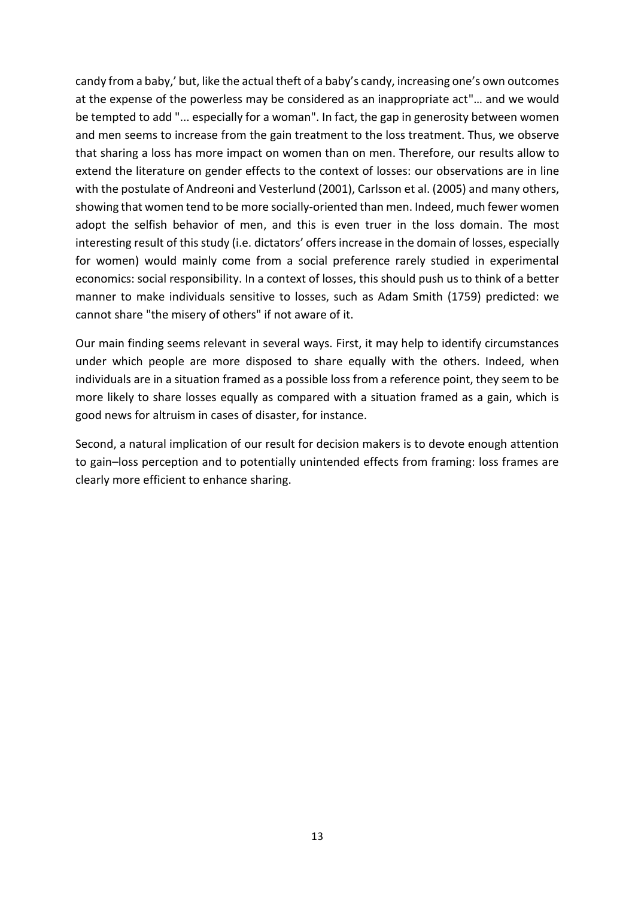candy from a baby,' but, like the actual theft of a baby's candy, increasing one's own outcomes at the expense of the powerless may be considered as an inappropriate act"… and we would be tempted to add "... especially for a woman". In fact, the gap in generosity between women and men seems to increase from the gain treatment to the loss treatment. Thus, we observe that sharing a loss has more impact on women than on men. Therefore, our results allow to extend the literature on gender effects to the context of losses: our observations are in line with the postulate of Andreoni and Vesterlund (2001), Carlsson et al. (2005) and many others, showing that women tend to be more socially-oriented than men. Indeed, much fewer women adopt the selfish behavior of men, and this is even truer in the loss domain. The most interesting result of this study (i.e. dictators' offers increase in the domain of losses, especially for women) would mainly come from a social preference rarely studied in experimental economics: social responsibility. In a context of losses, this should push us to think of a better manner to make individuals sensitive to losses, such as Adam Smith (1759) predicted: we cannot share "the misery of others" if not aware of it.

Our main finding seems relevant in several ways. First, it may help to identify circumstances under which people are more disposed to share equally with the others. Indeed, when individuals are in a situation framed as a possible loss from a reference point, they seem to be more likely to share losses equally as compared with a situation framed as a gain, which is good news for altruism in cases of disaster, for instance.

Second, a natural implication of our result for decision makers is to devote enough attention to gain–loss perception and to potentially unintended effects from framing: loss frames are clearly more efficient to enhance sharing.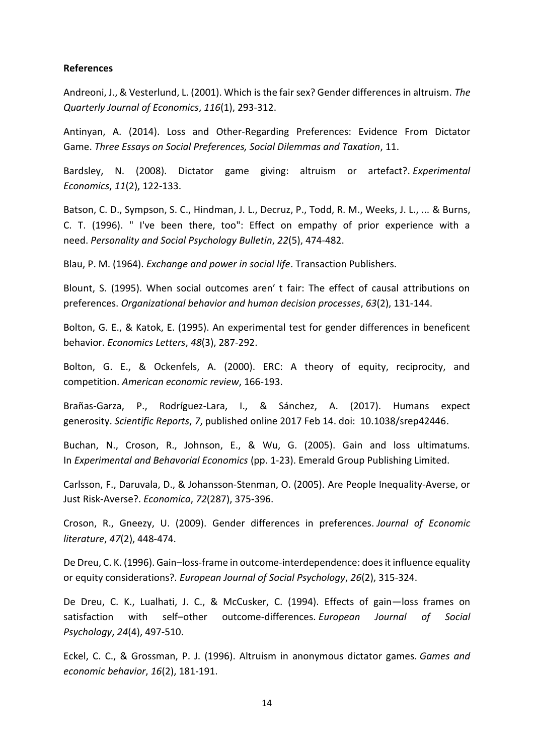**References**

Andreoni, J., & Vesterlund, L. (2001). Which is the fair sex? Gender differences in altruism. *The Quarterly Journal of Economics*, *116*(1), 293-312.

Antinyan, A. (2014). Loss and Other-Regarding Preferences: Evidence From Dictator Game. *Three Essays on Social Preferences, Social Dilemmas and Taxation*, 11.

Bardsley, N. (2008). Dictator game giving: altruism or artefact?. *Experimental Economics*, *11*(2), 122-133.

Batson, C. D., Sympson, S. C., Hindman, J. L., Decruz, P., Todd, R. M., Weeks, J. L., ... & Burns, C. T. (1996). " I've been there, too": Effect on empathy of prior experience with a need. *Personality and Social Psychology Bulletin*, *22*(5), 474-482.

Blau, P. M. (1964). *Exchange and power in social life*. Transaction Publishers.

Blount, S. (1995). When social outcomes aren' t fair: The effect of causal attributions on preferences. *Organizational behavior and human decision processes*, *63*(2), 131-144.

Bolton, G. E., & Katok, E. (1995). An experimental test for gender differences in beneficent behavior. *Economics Letters*, *48*(3), 287-292.

Bolton, G. E., & Ockenfels, A. (2000). ERC: A theory of equity, reciprocity, and competition. *American economic review*, 166-193.

Brañas-Garza, P., Rodríguez-Lara, I., & Sánchez, A. (2017). Humans expect generosity. *Scientific Reports*, *7*, published online 2017 Feb 14. doi: 10.1038/srep42446.

Buchan, N., Croson, R., Johnson, E., & Wu, G. (2005). Gain and loss ultimatums. In *Experimental and Behavorial Economics* (pp. 1-23). Emerald Group Publishing Limited.

Carlsson, F., Daruvala, D., & Johansson-Stenman, O. (2005). Are People Inequality-Averse, or Just Risk-Averse?. *Economica*, *72*(287), 375-396.

Croson, R., Gneezy, U. (2009). Gender differences in preferences. *Journal of Economic literature*, *47*(2), 448-474.

De Dreu, C. K. (1996). Gain–loss-frame in outcome-interdependence: does it influence equality or equity considerations?. *European Journal of Social Psychology*, *26*(2), 315-324.

De Dreu, C. K., Lualhati, J. C., & McCusker, C. (1994). Effects of gain—loss frames on satisfaction with self–other outcome-differences. *European Journal of Social Psychology*, *24*(4), 497-510.

Eckel, C. C., & Grossman, P. J. (1996). Altruism in anonymous dictator games. *Games and economic behavior*, *16*(2), 181-191.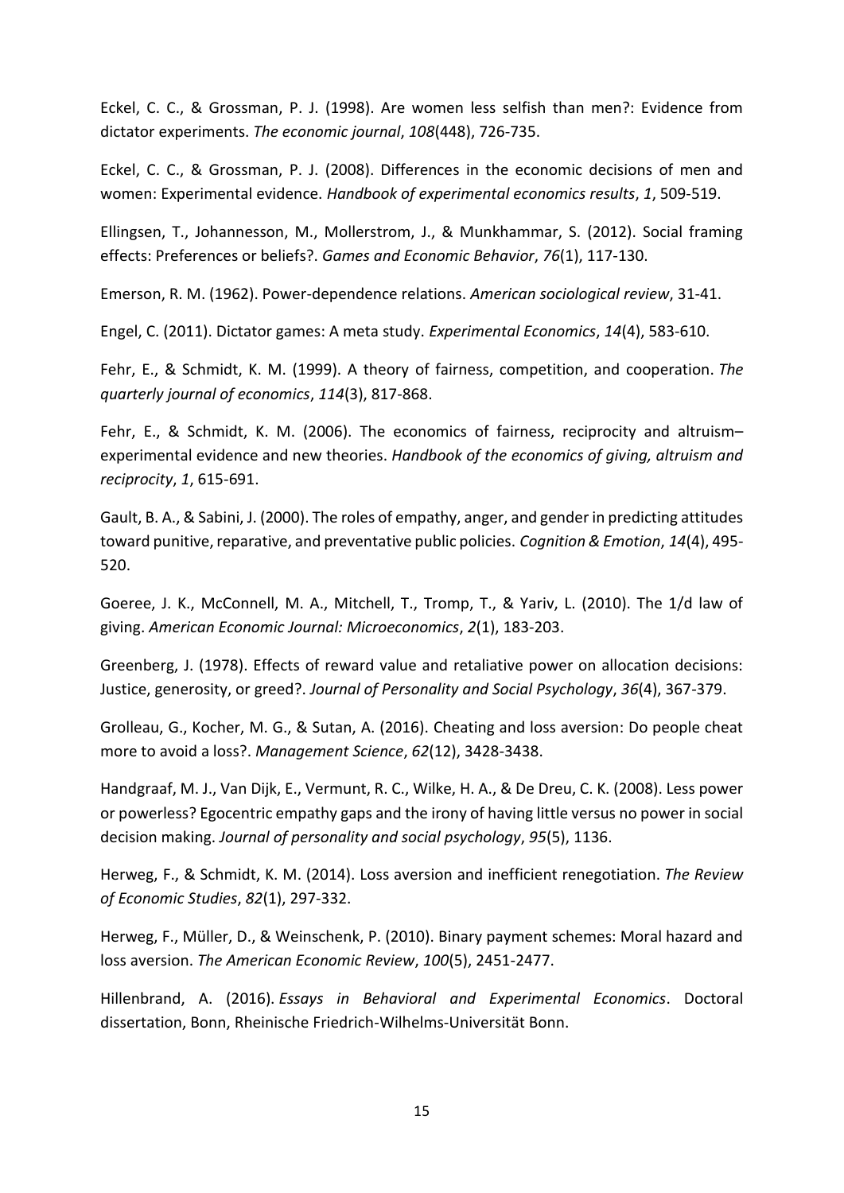Eckel, C. C., & Grossman, P. J. (1998). Are women less selfish than men?: Evidence from dictator experiments. *The economic journal*, *108*(448), 726-735.

Eckel, C. C., & Grossman, P. J. (2008). Differences in the economic decisions of men and women: Experimental evidence. *Handbook of experimental economics results*, *1*, 509-519.

Ellingsen, T., Johannesson, M., Mollerstrom, J., & Munkhammar, S. (2012). Social framing effects: Preferences or beliefs?. *Games and Economic Behavior*, *76*(1), 117-130.

Emerson, R. M. (1962). Power-dependence relations. *American sociological review*, 31-41.

Engel, C. (2011). Dictator games: A meta study. *Experimental Economics*, *14*(4), 583-610.

Fehr, E., & Schmidt, K. M. (1999). A theory of fairness, competition, and cooperation. *The quarterly journal of economics*, *114*(3), 817-868.

Fehr, E., & Schmidt, K. M. (2006). The economics of fairness, reciprocity and altruism–experimental evidence and new theories. *Handbook of the economics of giving, altruism and reciprocity*, *1*, 615-691.

Gault, B. A., & Sabini, J. (2000). The roles of empathy, anger, and gender in predicting attitudes toward punitive, reparative, and preventative public policies. *Cognition & Emotion*, *14*(4), 495-520.

Goeree, J. K., McConnell, M. A., Mitchell, T., Tromp, T., & Yariv, L. (2010). The 1/d law of giving. *American Economic Journal: Microeconomics*, *2*(1), 183-203.

Greenberg, J. (1978). Effects of reward value and retaliative power on allocation decisions: Justice, generosity, or greed?. *Journal of Personality and Social Psychology*, *36*(4), 367-379.

Grolleau, G., Kocher, M. G., & Sutan, A. (2016). Cheating and loss aversion: Do people cheat more to avoid a loss?. *Management Science*, *62*(12), 3428-3438.

Handgraaf, M. J., Van Dijk, E., Vermunt, R. C., Wilke, H. A., & De Dreu, C. K. (2008). Less power or powerless? Egocentric empathy gaps and the irony of having little versus no power in social decision making. *Journal of personality and social psychology*, *95*(5), 1136.

Herweg, F., & Schmidt, K. M. (2014). Loss aversion and inefficient renegotiation. *The Review of Economic Studies*, *82*(1), 297-332.

Herweg, F., Müller, D., & Weinschenk, P. (2010). Binary payment schemes: Moral hazard and loss aversion. *The American Economic Review*, *100*(5), 2451-2477.

Hillenbrand, A. (2016). *Essays in Behavioral and Experimental Economics*. Doctoral dissertation, Bonn, Rheinische Friedrich-Wilhelms-Universität Bonn.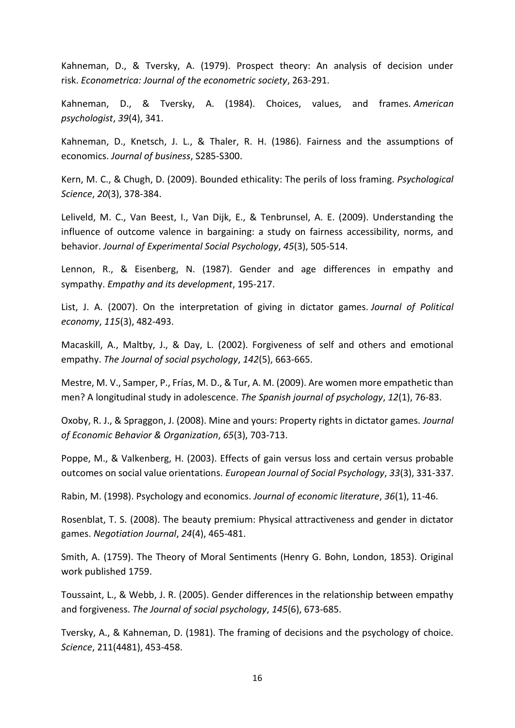Kahneman, D., & Tversky, A. (1979). Prospect theory: An analysis of decision under risk. *Econometrica: Journal of the econometric society*, 263-291.

Kahneman, D., & Tversky, A. (1984). Choices, values, and frames. *American psychologist*, *39*(4), 341.

Kahneman, D., Knetsch, J. L., & Thaler, R. H. (1986). Fairness and the assumptions of economics. *Journal of business*, S285-S300.

Kern, M. C., & Chugh, D. (2009). Bounded ethicality: The perils of loss framing. *Psychological Science*, *20*(3), 378-384.

Leliveld, M. C., Van Beest, I., Van Dijk, E., & Tenbrunsel, A. E. (2009). Understanding the influence of outcome valence in bargaining: a study on fairness accessibility, norms, and behavior. *Journal of Experimental Social Psychology*, *45*(3), 505-514.

Lennon, R., & Eisenberg, N. (1987). Gender and age differences in empathy and sympathy. *Empathy and its development*, 195-217.

List, J. A. (2007). On the interpretation of giving in dictator games. *Journal of Political economy*, *115*(3), 482-493.

Macaskill, A., Maltby, J., & Day, L. (2002). Forgiveness of self and others and emotional empathy. *The Journal of social psychology*, *142*(5), 663-665.

Mestre, M. V., Samper, P., Frías, M. D., & Tur, A. M. (2009). Are women more empathetic than men? A longitudinal study in adolescence. *The Spanish journal of psychology*, *12*(1), 76-83.

Oxoby, R. J., & Spraggon, J. (2008). Mine and yours: Property rights in dictator games. *Journal of Economic Behavior & Organization*, *65*(3), 703-713.

Poppe, M., & Valkenberg, H. (2003). Effects of gain versus loss and certain versus probable outcomes on social value orientations. *European Journal of Social Psychology*, *33*(3), 331-337.

Rabin, M. (1998). Psychology and economics. *Journal of economic literature*, *36*(1), 11-46.

Rosenblat, T. S. (2008). The beauty premium: Physical attractiveness and gender in dictator games. *Negotiation Journal*, *24*(4), 465-481.

Smith, A. (1759). The Theory of Moral Sentiments (Henry G. Bohn, London, 1853). Original work published 1759.

Toussaint, L., & Webb, J. R. (2005). Gender differences in the relationship between empathy and forgiveness. *The Journal of social psychology*, *145*(6), 673-685.

Tversky, A., & Kahneman, D. (1981). The framing of decisions and the psychology of choice. *Science*, 211(4481), 453-458.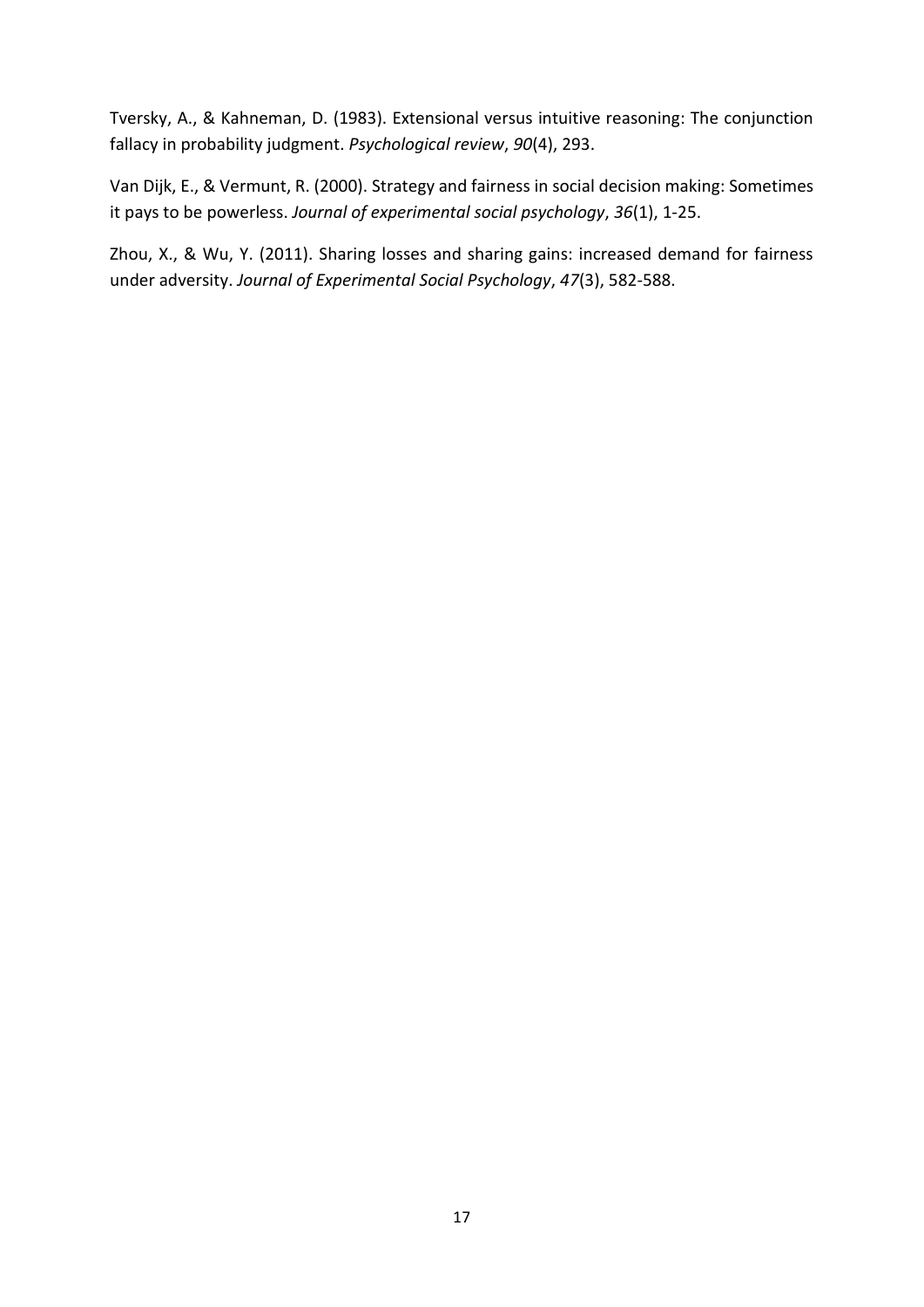Tversky, A., & Kahneman, D. (1983). Extensional versus intuitive reasoning: The conjunction fallacy in probability judgment. *Psychological review*, *90*(4), 293.

Van Dijk, E., & Vermunt, R. (2000). Strategy and fairness in social decision making: Sometimes it pays to be powerless. *Journal of experimental social psychology*, *36*(1), 1-25.

Zhou, X., & Wu, Y. (2011). Sharing losses and sharing gains: increased demand for fairness under adversity. *Journal of Experimental Social Psychology*, *47*(3), 582-588.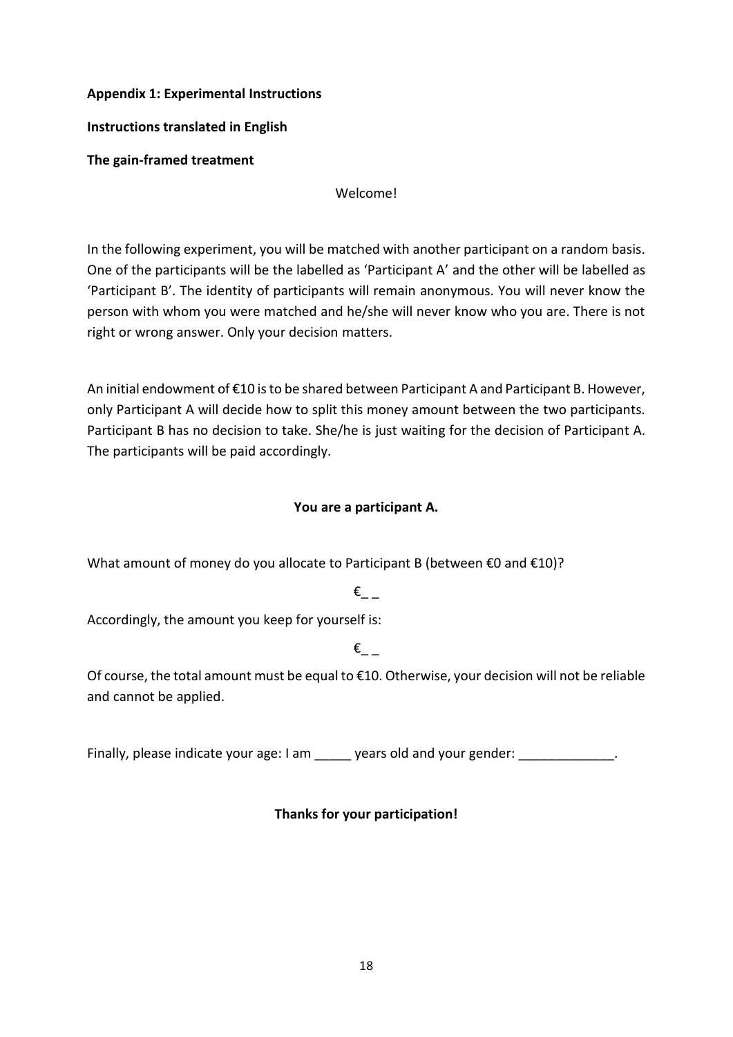**Appendix 1: Experimental Instructions**

**Instructions translated in English**

**The gain-framed treatment**

Welcome!

In the following experiment, you will be matched with another participant on a random basis. One of the participants will be the labelled as 'Participant A' and the other will be labelled as 'Participant B'. The identity of participants will remain anonymous. You will never know the person with whom you were matched and he/she will never know who you are. There is not right or wrong answer. Only your decision matters.

An initial endowment of €10 is to be shared between Participant A and Participant B. However, only Participant A will decide how to split this money amount between the two participants. Participant B has no decision to take. She/he is just waiting for the decision of Participant A. The participants will be paid accordingly.

**You are a participant A.**

What amount of money do you allocate to Participant B (between €0 and €10)?

€_ _

Accordingly, the amount you keep for yourself is:

€_ _

Of course, the total amount must be equal to €10. Otherwise, your decision will not be reliable and cannot be applied.

Finally, please indicate your age: I am _____ years old and your gender: _____________.

**Thanks for your participation!**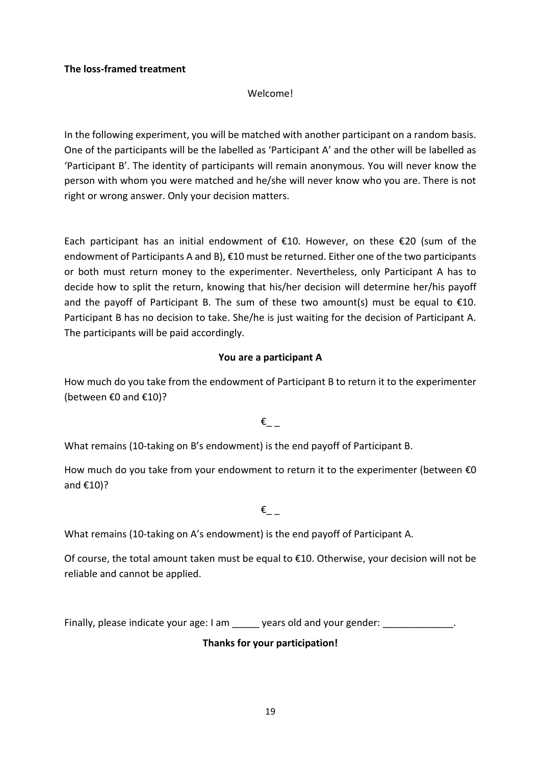**The loss-framed treatment**

Welcome!

In the following experiment, you will be matched with another participant on a random basis. One of the participants will be the labelled as 'Participant A' and the other will be labelled as 'Participant B'. The identity of participants will remain anonymous. You will never know the person with whom you were matched and he/she will never know who you are. There is not right or wrong answer. Only your decision matters.

Each participant has an initial endowment of €10. However, on these €20 (sum of the endowment of Participants A and B), €10 must be returned. Either one of the two participants or both must return money to the experimenter. Nevertheless, only Participant A has to decide how to split the return, knowing that his/her decision will determine her/his payoff and the payoff of Participant B. The sum of these two amount(s) must be equal to €10. Participant B has no decision to take. She/he is just waiting for the decision of Participant A. The participants will be paid accordingly.

**You are a participant A**

How much do you take from the endowment of Participant B to return it to the experimenter (between €0 and €10)?

€_ _

What remains (10-taking on B's endowment) is the end payoff of Participant B.

How much do you take from your endowment to return it to the experimenter (between €0 and €10)?

€_ _

What remains (10-taking on A's endowment) is the end payoff of Participant A.

Of course, the total amount taken must be equal to €10. Otherwise, your decision will not be reliable and cannot be applied.

Finally, please indicate your age: I am _____ years old and your gender: _____________.

**Thanks for your participation!**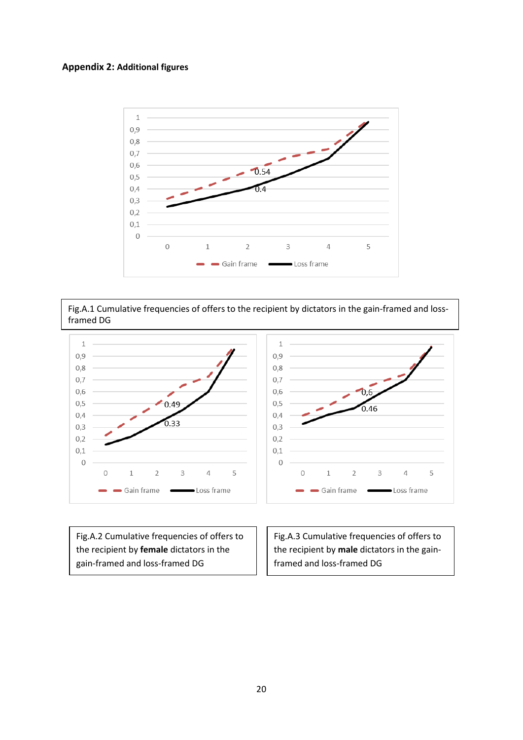**Appendix 2:** **Additional figures**

1
0,9
0,8
0,7
0,6
0,5
0,4
0,3
0,2
0,1
0

0 1 2 3 4 5

0.54
0.4

Gain frame   Loss frame

Fig.A.1 Cumulative frequencies of offers to the recipient by dictators in the gain-framed and loss-framed DG

1
0,9
0,8
0,7
0,6
0,5
0,4
0,3
0,2
0,1
0

0 1 2 3 4 5

0.49
0.33

Gain frame   Loss frame

Fig.A.2 Cumulative frequencies of offers to the recipient by **female** dictators in the gain-framed and loss-framed DG

1
0,9
0,8
0,7
0,6
0,5
0,4
0,3
0,2
0,1
0

0 1 2 3 4 5

0,6
0.46

Gain frame   Loss frame

Fig.A.3 Cumulative frequencies of offers to the recipient by **male** dictators in the gain-framed and loss-framed DG